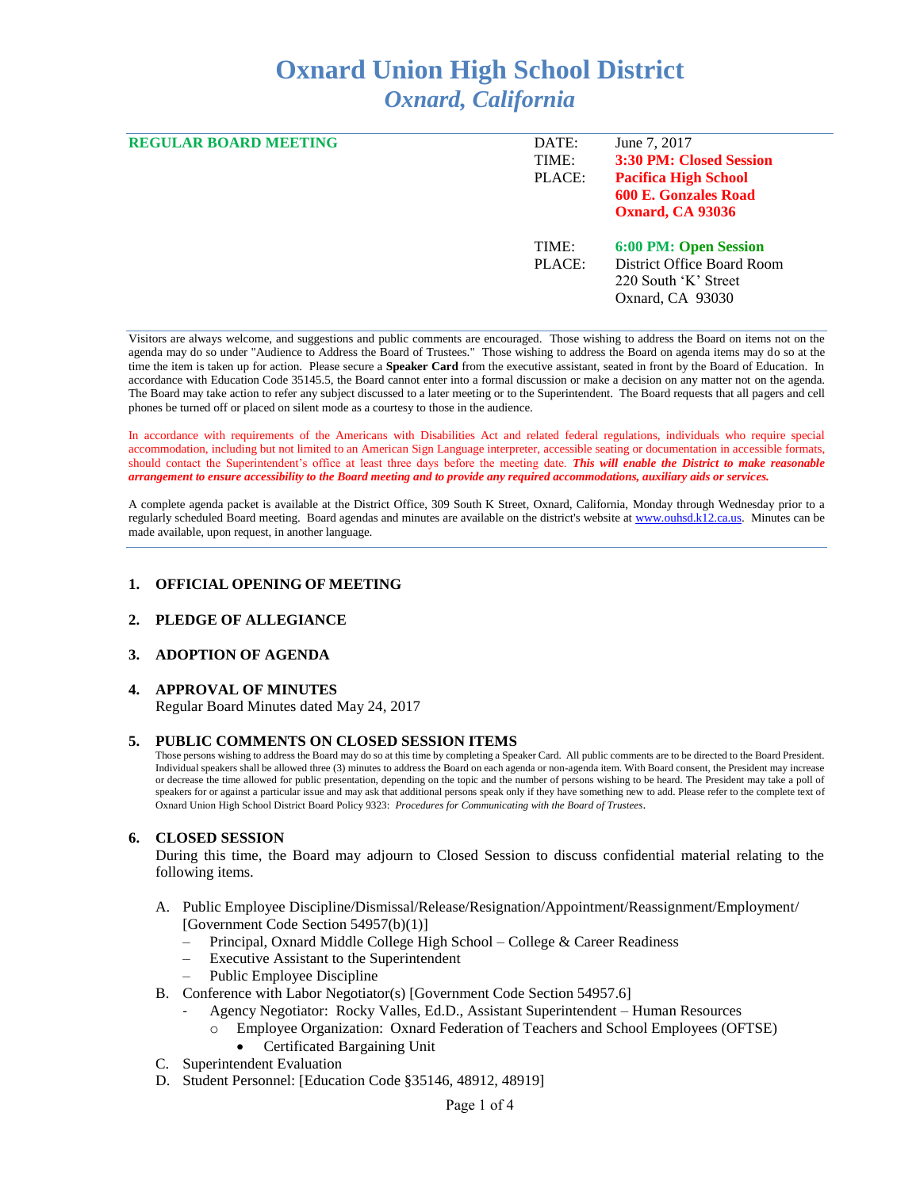# Oxnard Union High School District
## *Oxnard, California*

| **REGULAR BOARD MEETING** | DATE: | June 7, 2017 |
|---|---|---|
| | TIME: | **3:30 PM: Closed Session** |
| | PLACE: | **Pacifica High School**<br>**600 E. Gonzales Road**<br>**Oxnard, CA 93036** |
| | TIME: | **6:00 PM: Open Session** |
| | PLACE: | District Office Board Room<br>220 South 'K' Street<br>Oxnard, CA 93030 |

Visitors are always welcome, and suggestions and public comments are encouraged. Those wishing to address the Board on items not on the agenda may do so under "Audience to Address the Board of Trustees." Those wishing to address the Board on agenda items may do so at the time the item is taken up for action. Please secure a **Speaker Card** from the executive assistant, seated in front by the Board of Education. In accordance with Education Code 35145.5, the Board cannot enter into a formal discussion or make a decision on any matter not on the agenda. The Board may take action to refer any subject discussed to a later meeting or to the Superintendent. The Board requests that all pagers and cell phones be turned off or placed on silent mode as a courtesy to those in the audience.

In accordance with requirements of the Americans with Disabilities Act and related federal regulations, individuals who require special accommodation, including but not limited to an American Sign Language interpreter, accessible seating or documentation in accessible formats, should contact the Superintendent's office at least three days before the meeting date. ***This will enable the District to make reasonable arrangement to ensure accessibility to the Board meeting and to provide any required accommodations, auxiliary aids or services.***

A complete agenda packet is available at the District Office, 309 South K Street, Oxnard, California, Monday through Wednesday prior to a regularly scheduled Board meeting. Board agendas and minutes are available on the district's website at www.ouhsd.k12.ca.us. Minutes can be made available, upon request, in another language.

### 1. OFFICIAL OPENING OF MEETING

### 2. PLEDGE OF ALLEGIANCE

### 3. ADOPTION OF AGENDA

### 4. APPROVAL OF MINUTES

Regular Board Minutes dated May 24, 2017

### 5. PUBLIC COMMENTS ON CLOSED SESSION ITEMS

Those persons wishing to address the Board may do so at this time by completing a Speaker Card. All public comments are to be directed to the Board President. Individual speakers shall be allowed three (3) minutes to address the Board on each agenda or non-agenda item. With Board consent, the President may increase or decrease the time allowed for public presentation, depending on the topic and the number of persons wishing to be heard. The President may take a poll of speakers for or against a particular issue and may ask that additional persons speak only if they have something new to add. Please refer to the complete text of Oxnard Union High School District Board Policy 9323: *Procedures for Communicating with the Board of Trustees*.

### 6. CLOSED SESSION

During this time, the Board may adjourn to Closed Session to discuss confidential material relating to the following items.

A. Public Employee Discipline/Dismissal/Release/Resignation/Appointment/Reassignment/Employment/ [Government Code Section 54957(b)(1)]
   - Principal, Oxnard Middle College High School – College & Career Readiness
   - Executive Assistant to the Superintendent
   - Public Employee Discipline

B. Conference with Labor Negotiator(s) [Government Code Section 54957.6]
   - Agency Negotiator: Rocky Valles, Ed.D., Assistant Superintendent – Human Resources
     - Employee Organization: Oxnard Federation of Teachers and School Employees (OFTSE)
       - Certificated Bargaining Unit

C. Superintendent Evaluation

D. Student Personnel: [Education Code §35146, 48912, 48919]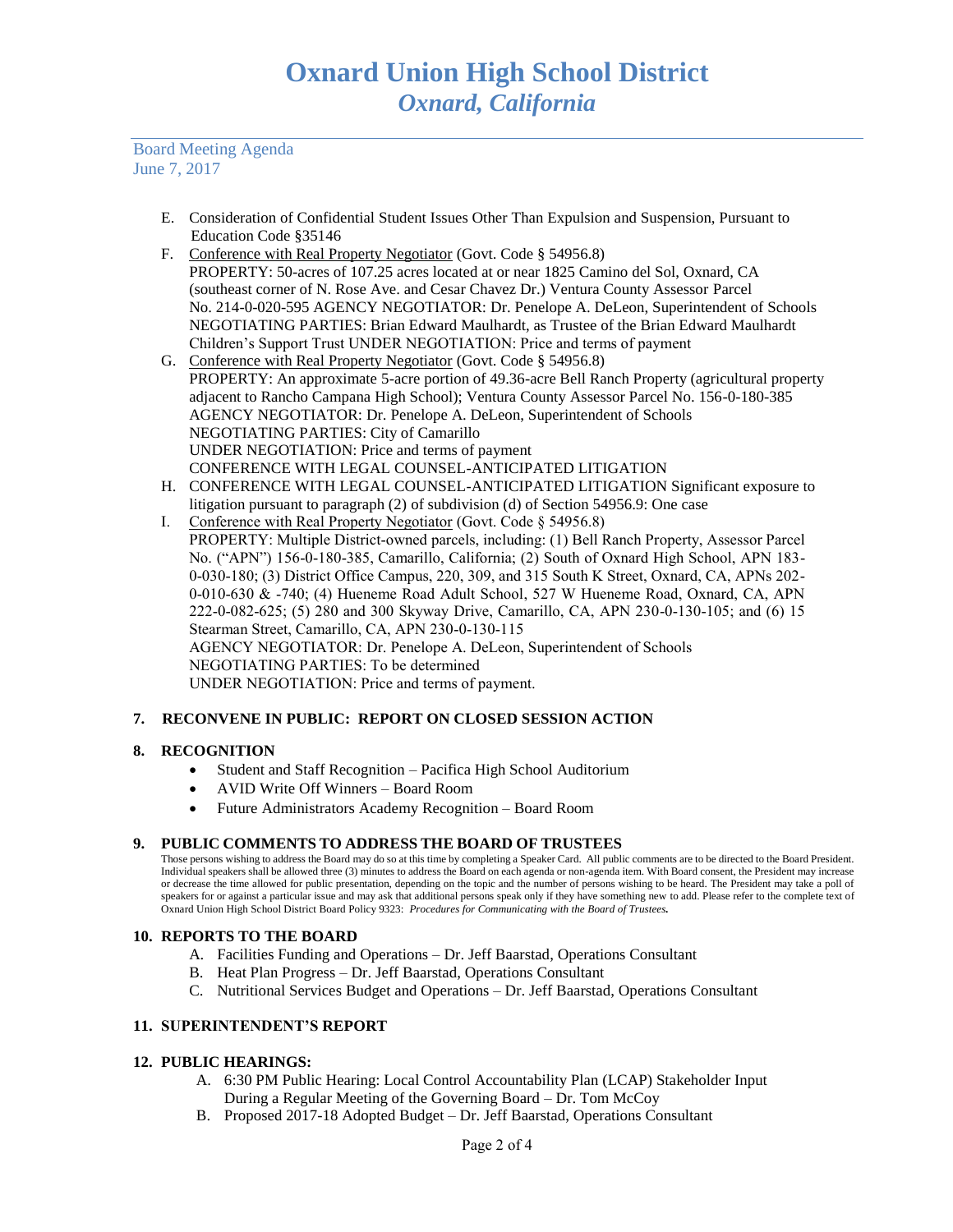E. Consideration of Confidential Student Issues Other Than Expulsion and Suspension, Pursuant to Education Code §35146

F. Conference with Real Property Negotiator (Govt. Code § 54956.8)
PROPERTY: 50-acres of 107.25 acres located at or near 1825 Camino del Sol, Oxnard, CA (southeast corner of N. Rose Ave. and Cesar Chavez Dr.) Ventura County Assessor Parcel No. 214-0-020-595 AGENCY NEGOTIATOR: Dr. Penelope A. DeLeon, Superintendent of Schools NEGOTIATING PARTIES: Brian Edward Maulhardt, as Trustee of the Brian Edward Maulhardt Children's Support Trust UNDER NEGOTIATION: Price and terms of payment

G. Conference with Real Property Negotiator (Govt. Code § 54956.8)
PROPERTY: An approximate 5-acre portion of 49.36-acre Bell Ranch Property (agricultural property adjacent to Rancho Campana High School); Ventura County Assessor Parcel No. 156-0-180-385
AGENCY NEGOTIATOR: Dr. Penelope A. DeLeon, Superintendent of Schools
NEGOTIATING PARTIES: City of Camarillo
UNDER NEGOTIATION: Price and terms of payment
CONFERENCE WITH LEGAL COUNSEL-ANTICIPATED LITIGATION

H. CONFERENCE WITH LEGAL COUNSEL-ANTICIPATED LITIGATION Significant exposure to litigation pursuant to paragraph (2) of subdivision (d) of Section 54956.9: One case

I. Conference with Real Property Negotiator (Govt. Code § 54956.8)
PROPERTY: Multiple District-owned parcels, including: (1) Bell Ranch Property, Assessor Parcel No. ("APN") 156-0-180-385, Camarillo, California; (2) South of Oxnard High School, APN 183-0-030-180; (3) District Office Campus, 220, 309, and 315 South K Street, Oxnard, CA, APNs 202-0-010-630 & -740; (4) Hueneme Road Adult School, 527 W Hueneme Road, Oxnard, CA, APN 222-0-082-625; (5) 280 and 300 Skyway Drive, Camarillo, CA, APN 230-0-130-105; and (6) 15 Stearman Street, Camarillo, CA, APN 230-0-130-115
AGENCY NEGOTIATOR: Dr. Penelope A. DeLeon, Superintendent of Schools
NEGOTIATING PARTIES: To be determined
UNDER NEGOTIATION: Price and terms of payment.

## 7. RECONVENE IN PUBLIC: REPORT ON CLOSED SESSION ACTION

## 8. RECOGNITION

- Student and Staff Recognition – Pacifica High School Auditorium
- AVID Write Off Winners – Board Room
- Future Administrators Academy Recognition – Board Room

## 9. PUBLIC COMMENTS TO ADDRESS THE BOARD OF TRUSTEES

Those persons wishing to address the Board may do so at this time by completing a Speaker Card. All public comments are to be directed to the Board President. Individual speakers shall be allowed three (3) minutes to address the Board on each agenda or non-agenda item. With Board consent, the President may increase or decrease the time allowed for public presentation, depending on the topic and the number of persons wishing to be heard. The President may take a poll of speakers for or against a particular issue and may ask that additional persons speak only if they have something new to add. Please refer to the complete text of Oxnard Union High School District Board Policy 9323: ***Procedures for Communicating with the Board of Trustees.***

## 10. REPORTS TO THE BOARD

A. Facilities Funding and Operations – Dr. Jeff Baarstad, Operations Consultant
B. Heat Plan Progress – Dr. Jeff Baarstad, Operations Consultant
C. Nutritional Services Budget and Operations – Dr. Jeff Baarstad, Operations Consultant

## 11. SUPERINTENDENT'S REPORT

## 12. PUBLIC HEARINGS:

A. 6:30 PM Public Hearing: Local Control Accountability Plan (LCAP) Stakeholder Input During a Regular Meeting of the Governing Board – Dr. Tom McCoy
B. Proposed 2017-18 Adopted Budget – Dr. Jeff Baarstad, Operations Consultant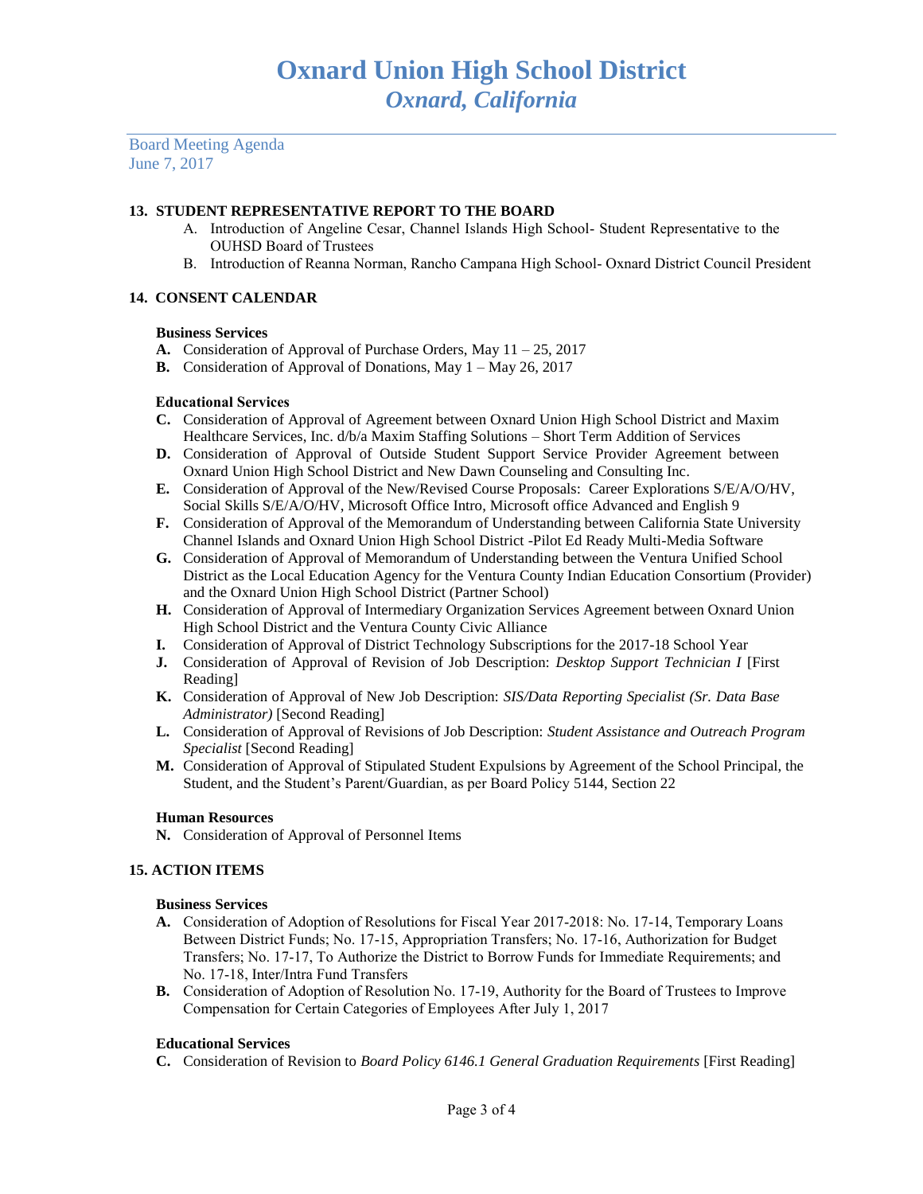# Oxnard Union High School District
## *Oxnard, California*

Board Meeting Agenda
June 7, 2017

### 13. STUDENT REPRESENTATIVE REPORT TO THE BOARD

A. Introduction of Angeline Cesar, Channel Islands High School- Student Representative to the OUHSD Board of Trustees
B. Introduction of Reanna Norman, Rancho Campana High School- Oxnard District Council President

### 14. CONSENT CALENDAR

**Business Services**

**A.** Consideration of Approval of Purchase Orders, May 11 – 25, 2017
**B.** Consideration of Approval of Donations, May 1 – May 26, 2017

**Educational Services**

**C.** Consideration of Approval of Agreement between Oxnard Union High School District and Maxim Healthcare Services, Inc. d/b/a Maxim Staffing Solutions – Short Term Addition of Services
**D.** Consideration of Approval of Outside Student Support Service Provider Agreement between Oxnard Union High School District and New Dawn Counseling and Consulting Inc.
**E.** Consideration of Approval of the New/Revised Course Proposals: Career Explorations S/E/A/O/HV, Social Skills S/E/A/O/HV, Microsoft Office Intro, Microsoft office Advanced and English 9
**F.** Consideration of Approval of the Memorandum of Understanding between California State University Channel Islands and Oxnard Union High School District -Pilot Ed Ready Multi-Media Software
**G.** Consideration of Approval of Memorandum of Understanding between the Ventura Unified School District as the Local Education Agency for the Ventura County Indian Education Consortium (Provider) and the Oxnard Union High School District (Partner School)
**H.** Consideration of Approval of Intermediary Organization Services Agreement between Oxnard Union High School District and the Ventura County Civic Alliance
**I.** Consideration of Approval of District Technology Subscriptions for the 2017-18 School Year
**J.** Consideration of Approval of Revision of Job Description: *Desktop Support Technician I* [First Reading]
**K.** Consideration of Approval of New Job Description: *SIS/Data Reporting Specialist (Sr. Data Base Administrator)* [Second Reading]
**L.** Consideration of Approval of Revisions of Job Description: *Student Assistance and Outreach Program Specialist* [Second Reading]
**M.** Consideration of Approval of Stipulated Student Expulsions by Agreement of the School Principal, the Student, and the Student's Parent/Guardian, as per Board Policy 5144, Section 22

**Human Resources**

**N.** Consideration of Approval of Personnel Items

### 15. ACTION ITEMS

**Business Services**

**A.** Consideration of Adoption of Resolutions for Fiscal Year 2017-2018: No. 17-14, Temporary Loans Between District Funds; No. 17-15, Appropriation Transfers; No. 17-16, Authorization for Budget Transfers; No. 17-17, To Authorize the District to Borrow Funds for Immediate Requirements; and No. 17-18, Inter/Intra Fund Transfers
**B.** Consideration of Adoption of Resolution No. 17-19, Authority for the Board of Trustees to Improve Compensation for Certain Categories of Employees After July 1, 2017

**Educational Services**

**C.** Consideration of Revision to *Board Policy 6146.1 General Graduation Requirements* [First Reading]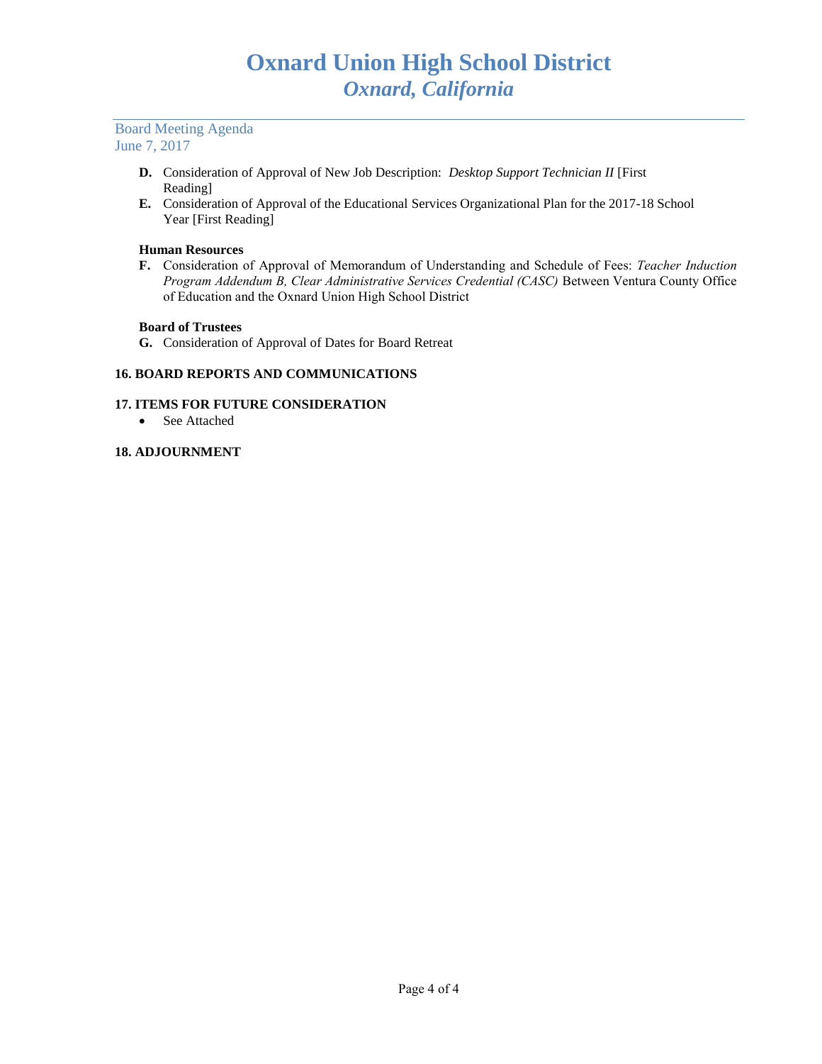**D.** Consideration of Approval of New Job Description: *Desktop Support Technician II* [First Reading]

**E.** Consideration of Approval of the Educational Services Organizational Plan for the 2017-18 School Year [First Reading]

**Human Resources**

**F.** Consideration of Approval of Memorandum of Understanding and Schedule of Fees: *Teacher Induction Program Addendum B, Clear Administrative Services Credential (CASC)* Between Ventura County Office of Education and the Oxnard Union High School District

**Board of Trustees**

**G.** Consideration of Approval of Dates for Board Retreat

**16. BOARD REPORTS AND COMMUNICATIONS**

**17. ITEMS FOR FUTURE CONSIDERATION**

- See Attached

**18. ADJOURNMENT**